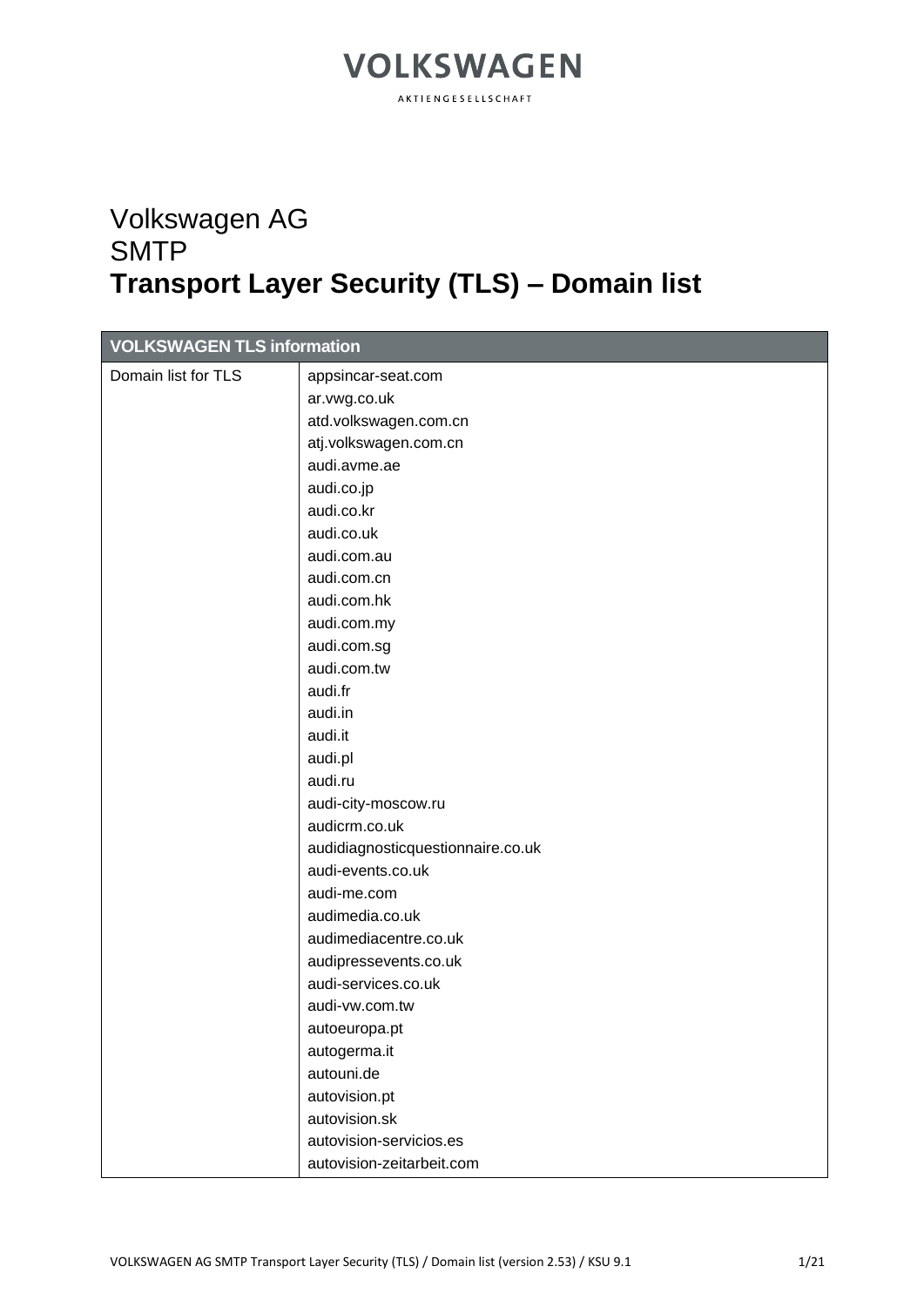# VOLKSWAGEN

AKTIENGESELLSCHAFT

# Volkswagen AG
# SMTP
# **Transport Layer Security (TLS) – Domain list**

| VOLKSWAGEN TLS information | |
|---|---|
| Domain list for TLS | appsincar-seat.com |
| | ar.vwg.co.uk |
| | atd.volkswagen.com.cn |
| | atj.volkswagen.com.cn |
| | audi.avme.ae |
| | audi.co.jp |
| | audi.co.kr |
| | audi.co.uk |
| | audi.com.au |
| | audi.com.cn |
| | audi.com.hk |
| | audi.com.my |
| | audi.com.sg |
| | audi.com.tw |
| | audi.fr |
| | audi.in |
| | audi.it |
| | audi.pl |
| | audi.ru |
| | audi-city-moscow.ru |
| | audicrm.co.uk |
| | audidiagnosticquestionnaire.co.uk |
| | audi-events.co.uk |
| | audi-me.com |
| | audimedia.co.uk |
| | audimediacentre.co.uk |
| | audipressevents.co.uk |
| | audi-services.co.uk |
| | audi-vw.com.tw |
| | autoeuropa.pt |
| | autogerma.it |
| | autouni.de |
| | autovision.pt |
| | autovision.sk |
| | autovision-servicios.es |
| | autovision-zeitarbeit.com |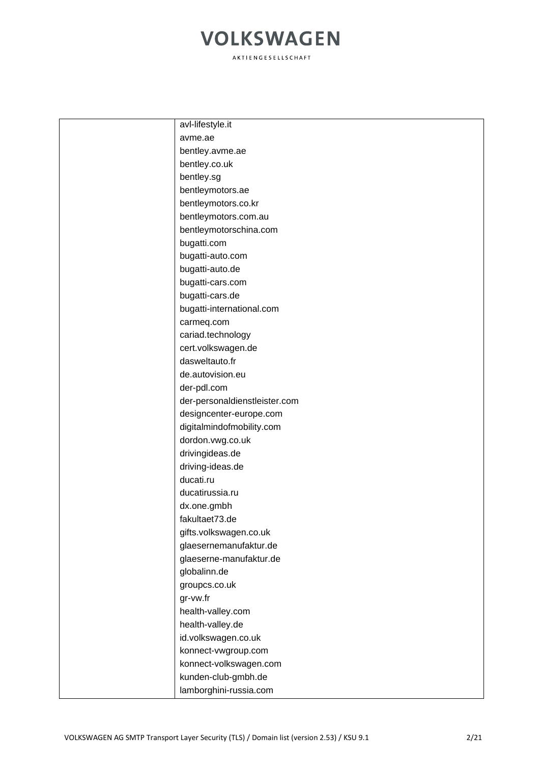| | |
|---|---|
| | avl-lifestyle.it<br>avme.ae<br>bentley.avme.ae<br>bentley.co.uk<br>bentley.sg<br>bentleymotors.ae<br>bentleymotors.co.kr<br>bentleymotors.com.au<br>bentleymotorschina.com<br>bugatti.com<br>bugatti-auto.com<br>bugatti-auto.de<br>bugatti-cars.com<br>bugatti-cars.de<br>bugatti-international.com<br>carmeq.com<br>cariad.technology<br>cert.volkswagen.de<br>dasweltauto.fr<br>de.autovision.eu<br>der-pdl.com<br>der-personaldienstleister.com<br>designcenter-europe.com<br>digitalmindofmobility.com<br>dordon.vwg.co.uk<br>drivingideas.de<br>driving-ideas.de<br>ducati.ru<br>ducatirussia.ru<br>dx.one.gmbh<br>fakultaet73.de<br>gifts.volkswagen.co.uk<br>glaesernemanufaktur.de<br>glaeserne-manufaktur.de<br>globalinn.de<br>groupcs.co.uk<br>gr-vw.fr<br>health-valley.com<br>health-valley.de<br>id.volkswagen.co.uk<br>konnect-vwgroup.com<br>konnect-volkswagen.com<br>kunden-club-gmbh.de<br>lamborghini-russia.com |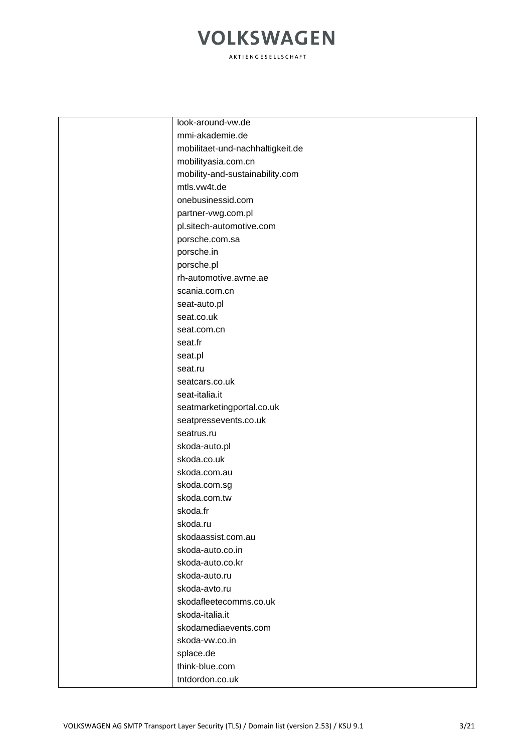| | |
|---|---|
| | look-around-vw.de<br>mmi-akademie.de<br>mobilitaet-und-nachhaltigkeit.de<br>mobilityasia.com.cn<br>mobility-and-sustainability.com<br>mtls.vw4t.de<br>onebusinessid.com<br>partner-vwg.com.pl<br>pl.sitech-automotive.com<br>porsche.com.sa<br>porsche.in<br>porsche.pl<br>rh-automotive.avme.ae<br>scania.com.cn<br>seat-auto.pl<br>seat.co.uk<br>seat.com.cn<br>seat.fr<br>seat.pl<br>seat.ru<br>seatcars.co.uk<br>seat-italia.it<br>seatmarketingportal.co.uk<br>seatpressevents.co.uk<br>seatrus.ru<br>skoda-auto.pl<br>skoda.co.uk<br>skoda.com.au<br>skoda.com.sg<br>skoda.com.tw<br>skoda.fr<br>skoda.ru<br>skodaassist.com.au<br>skoda-auto.co.in<br>skoda-auto.co.kr<br>skoda-auto.ru<br>skoda-avto.ru<br>skodafleetecomms.co.uk<br>skoda-italia.it<br>skodamediaevents.com<br>skoda-vw.co.in<br>splace.de<br>think-blue.com<br>tntdordon.co.uk |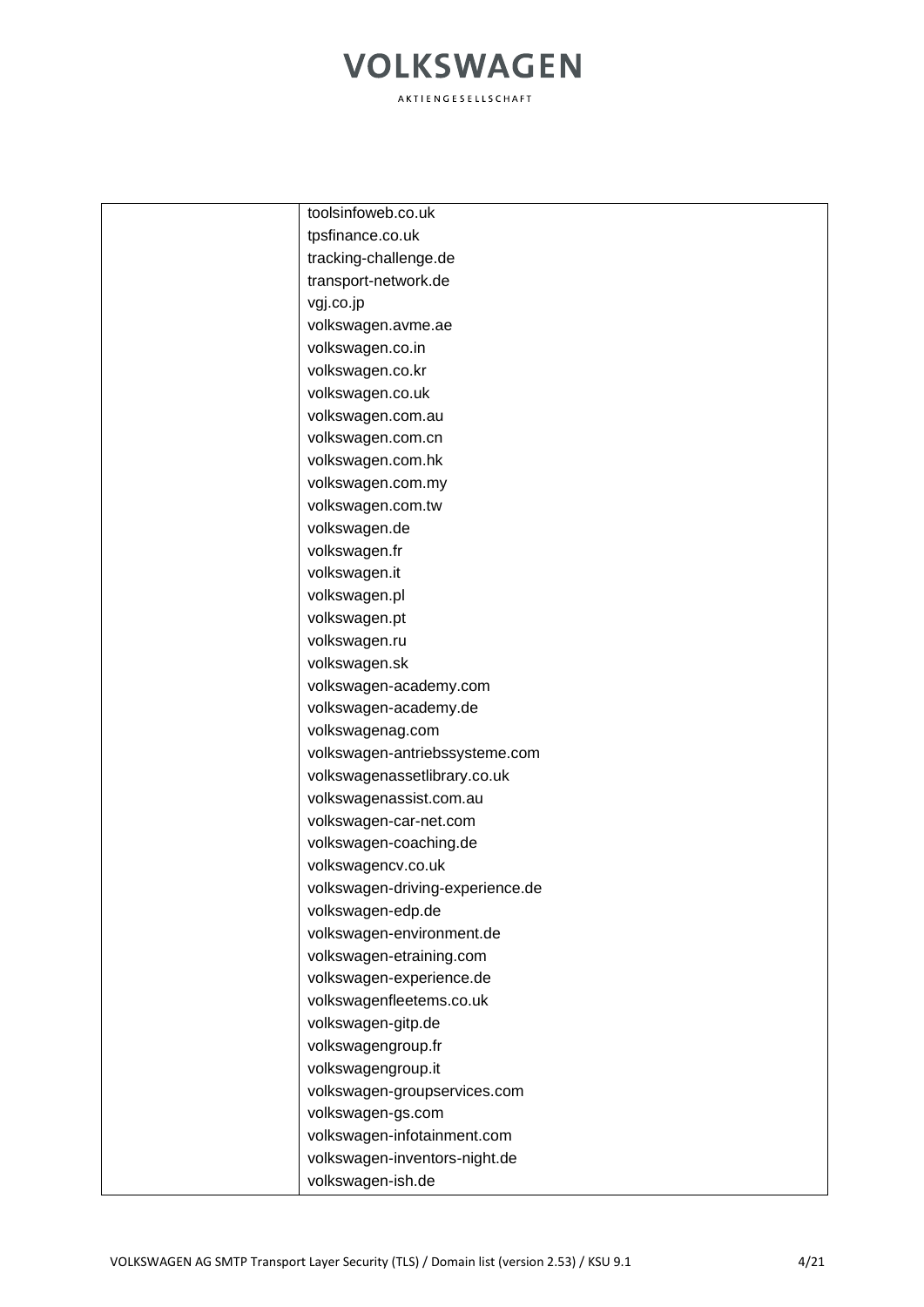| | |
|---|---|
| | toolsinfoweb.co.uk |
| | tpsfinance.co.uk |
| | tracking-challenge.de |
| | transport-network.de |
| | vgj.co.jp |
| | volkswagen.avme.ae |
| | volkswagen.co.in |
| | volkswagen.co.kr |
| | volkswagen.co.uk |
| | volkswagen.com.au |
| | volkswagen.com.cn |
| | volkswagen.com.hk |
| | volkswagen.com.my |
| | volkswagen.com.tw |
| | volkswagen.de |
| | volkswagen.fr |
| | volkswagen.it |
| | volkswagen.pl |
| | volkswagen.pt |
| | volkswagen.ru |
| | volkswagen.sk |
| | volkswagen-academy.com |
| | volkswagen-academy.de |
| | volkswagenag.com |
| | volkswagen-antriebssysteme.com |
| | volkswagenassetlibrary.co.uk |
| | volkswagenassist.com.au |
| | volkswagen-car-net.com |
| | volkswagen-coaching.de |
| | volkswagencv.co.uk |
| | volkswagen-driving-experience.de |
| | volkswagen-edp.de |
| | volkswagen-environment.de |
| | volkswagen-etraining.com |
| | volkswagen-experience.de |
| | volkswagenfleetems.co.uk |
| | volkswagen-gitp.de |
| | volkswagengroup.fr |
| | volkswagengroup.it |
| | volkswagen-groupservices.com |
| | volkswagen-gs.com |
| | volkswagen-infotainment.com |
| | volkswagen-inventors-night.de |
| | volkswagen-ish.de |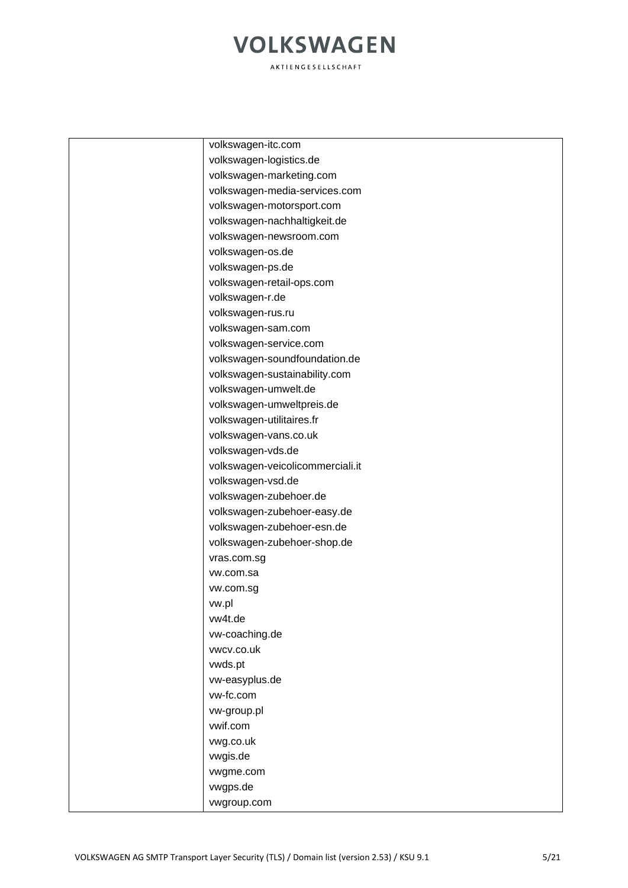| | |
|---|---|
| | volkswagen-itc.com<br>volkswagen-logistics.de<br>volkswagen-marketing.com<br>volkswagen-media-services.com<br>volkswagen-motorsport.com<br>volkswagen-nachhaltigkeit.de<br>volkswagen-newsroom.com<br>volkswagen-os.de<br>volkswagen-ps.de<br>volkswagen-retail-ops.com<br>volkswagen-r.de<br>volkswagen-rus.ru<br>volkswagen-sam.com<br>volkswagen-service.com<br>volkswagen-soundfoundation.de<br>volkswagen-sustainability.com<br>volkswagen-umwelt.de<br>volkswagen-umweltpreis.de<br>volkswagen-utilitaires.fr<br>volkswagen-vans.co.uk<br>volkswagen-vds.de<br>volkswagen-veicolicommerciali.it<br>volkswagen-vsd.de<br>volkswagen-zubehoer.de<br>volkswagen-zubehoer-easy.de<br>volkswagen-zubehoer-esn.de<br>volkswagen-zubehoer-shop.de<br>vras.com.sg<br>vw.com.sa<br>vw.com.sg<br>vw.pl<br>vw4t.de<br>vw-coaching.de<br>vwcv.co.uk<br>vwds.pt<br>vw-easyplus.de<br>vw-fc.com<br>vw-group.pl<br>vwif.com<br>vwg.co.uk<br>vwgis.de<br>vwgme.com<br>vwgps.de<br>vwgroup.com |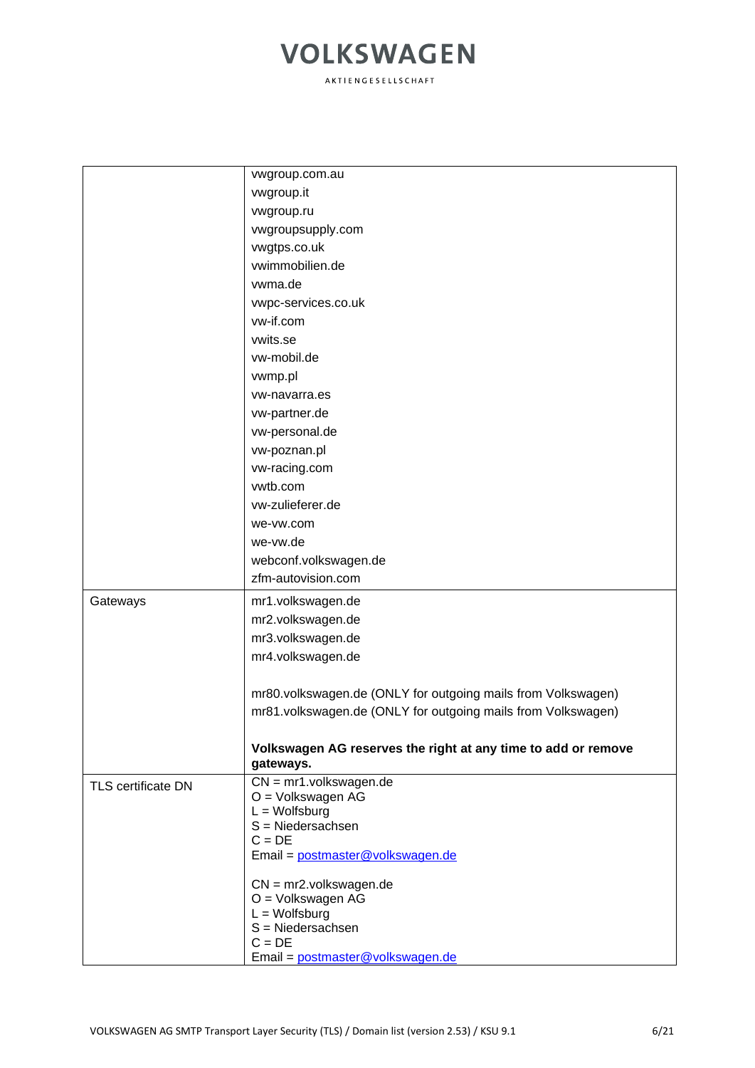| | |
|---|---|
| | vwgroup.com.au<br>vwgroup.it<br>vwgroup.ru<br>vwgroupsupply.com<br>vwgtps.co.uk<br>vwimmobilien.de<br>vwma.de<br>vwpc-services.co.uk<br>vw-if.com<br>vwits.se<br>vw-mobil.de<br>vwmp.pl<br>vw-navarra.es<br>vw-partner.de<br>vw-personal.de<br>vw-poznan.pl<br>vw-racing.com<br>vwtb.com<br>vw-zulieferer.de<br>we-vw.com<br>we-vw.de<br>webconf.volkswagen.de<br>zfm-autovision.com |
| Gateways | mr1.volkswagen.de<br>mr2.volkswagen.de<br>mr3.volkswagen.de<br>mr4.volkswagen.de<br><br>mr80.volkswagen.de (ONLY for outgoing mails from Volkswagen)<br>mr81.volkswagen.de (ONLY for outgoing mails from Volkswagen)<br><br>**Volkswagen AG reserves the right at any time to add or remove gateways.** |
| TLS certificate DN | CN = mr1.volkswagen.de<br>O = Volkswagen AG<br>L = Wolfsburg<br>S = Niedersachsen<br>C = DE<br>Email = postmaster@volkswagen.de<br><br>CN = mr2.volkswagen.de<br>O = Volkswagen AG<br>L = Wolfsburg<br>S = Niedersachsen<br>C = DE<br>Email = postmaster@volkswagen.de |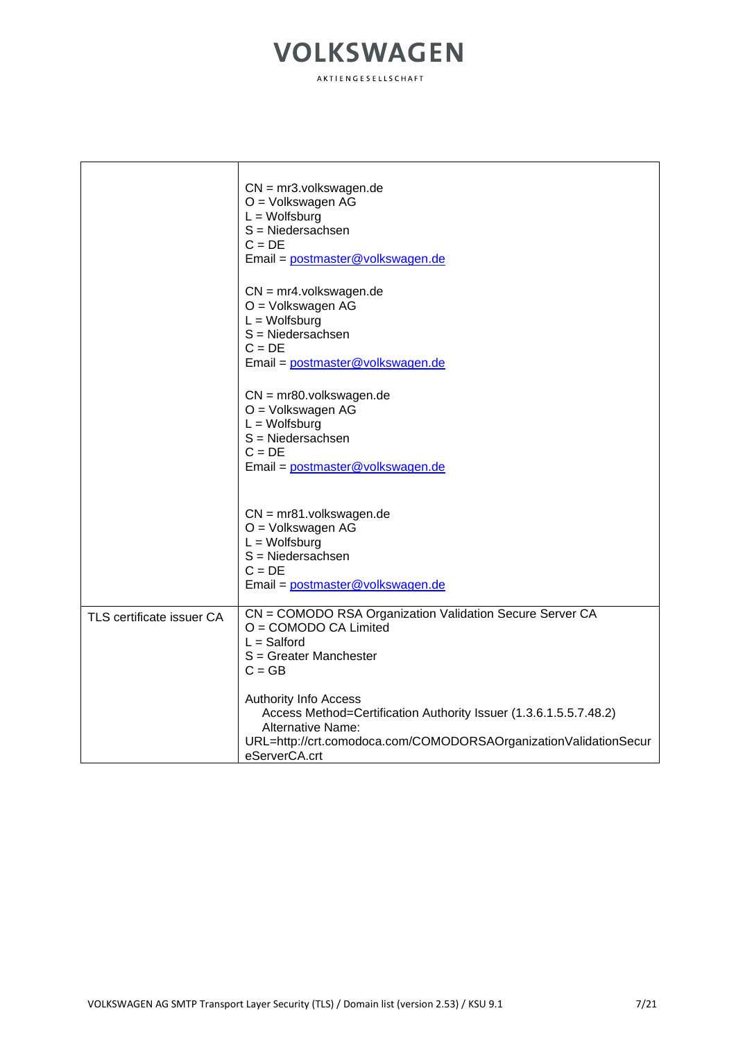| | |
|---|---|
| | CN = mr3.volkswagen.de<br>O = Volkswagen AG<br>L = Wolfsburg<br>S = Niedersachsen<br>C = DE<br>Email = postmaster@volkswagen.de<br><br>CN = mr4.volkswagen.de<br>O = Volkswagen AG<br>L = Wolfsburg<br>S = Niedersachsen<br>C = DE<br>Email = postmaster@volkswagen.de<br><br>CN = mr80.volkswagen.de<br>O = Volkswagen AG<br>L = Wolfsburg<br>S = Niedersachsen<br>C = DE<br>Email = postmaster@volkswagen.de<br><br>CN = mr81.volkswagen.de<br>O = Volkswagen AG<br>L = Wolfsburg<br>S = Niedersachsen<br>C = DE<br>Email = postmaster@volkswagen.de |
| TLS certificate issuer CA | CN = COMODO RSA Organization Validation Secure Server CA<br>O = COMODO CA Limited<br>L = Salford<br>S = Greater Manchester<br>C = GB<br><br>Authority Info Access<br>Access Method=Certification Authority Issuer (1.3.6.1.5.5.7.48.2)<br>Alternative Name:<br>URL=http://crt.comodoca.com/COMODORSAOrganizationValidationSecureServerCA.crt |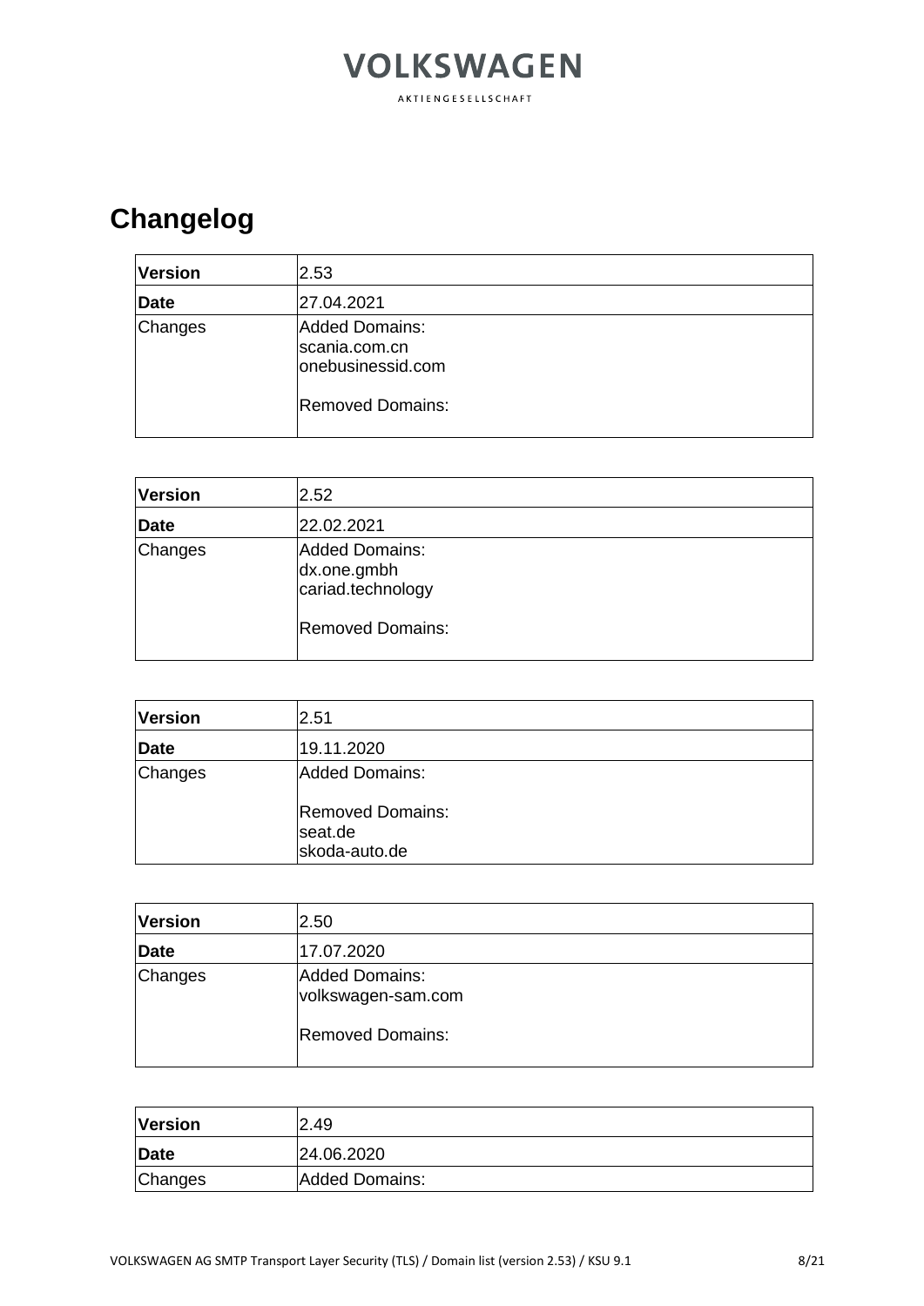# Changelog

| Version | 2.53 |
|---|---|
| **Date** | 27.04.2021 |
| Changes | Added Domains:<br>scania.com.cn<br>onebusinessid.com<br><br>Removed Domains: |

| Version | 2.52 |
|---|---|
| **Date** | 22.02.2021 |
| Changes | Added Domains:<br>dx.one.gmbh<br>cariad.technology<br><br>Removed Domains: |

| Version | 2.51 |
|---|---|
| **Date** | 19.11.2020 |
| Changes | Added Domains:<br><br>Removed Domains:<br>seat.de<br>skoda-auto.de |

| Version | 2.50 |
|---|---|
| **Date** | 17.07.2020 |
| Changes | Added Domains:<br>volkswagen-sam.com<br><br>Removed Domains: |

| Version | 2.49 |
|---|---|
| **Date** | 24.06.2020 |
| Changes | Added Domains: |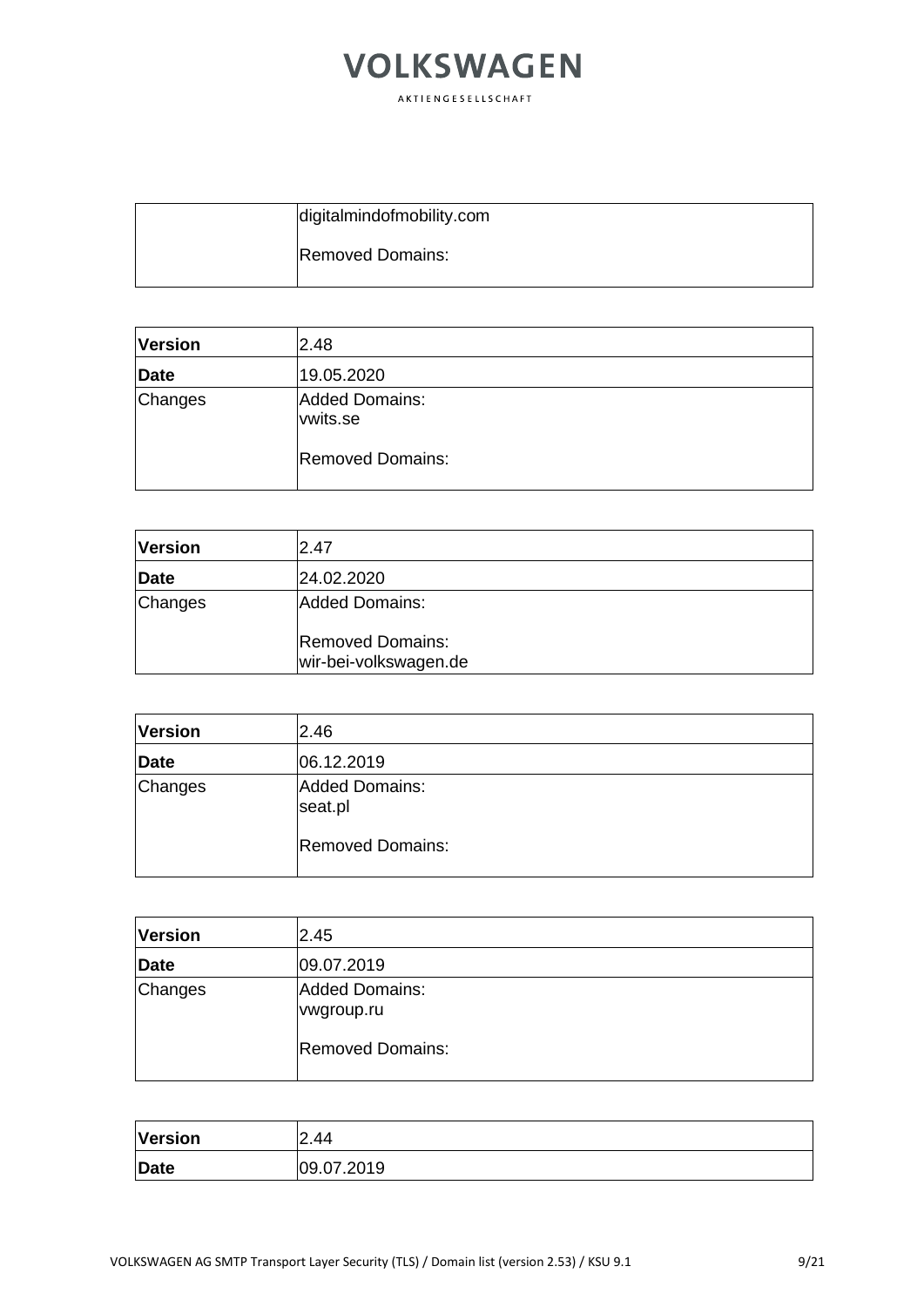| | |
|---|---|
| | digitalmindofmobility.com<br><br>Removed Domains: |

| **Version** | 2.48 |
|---|---|
| **Date** | 19.05.2020 |
| Changes | Added Domains:<br>vwits.se<br><br>Removed Domains: |

| **Version** | 2.47 |
|---|---|
| **Date** | 24.02.2020 |
| Changes | Added Domains:<br><br>Removed Domains:<br>wir-bei-volkswagen.de |

| **Version** | 2.46 |
|---|---|
| **Date** | 06.12.2019 |
| Changes | Added Domains:<br>seat.pl<br><br>Removed Domains: |

| **Version** | 2.45 |
|---|---|
| **Date** | 09.07.2019 |
| Changes | Added Domains:<br>vwgroup.ru<br><br>Removed Domains: |

| **Version** | 2.44 |
|---|---|
| **Date** | 09.07.2019 |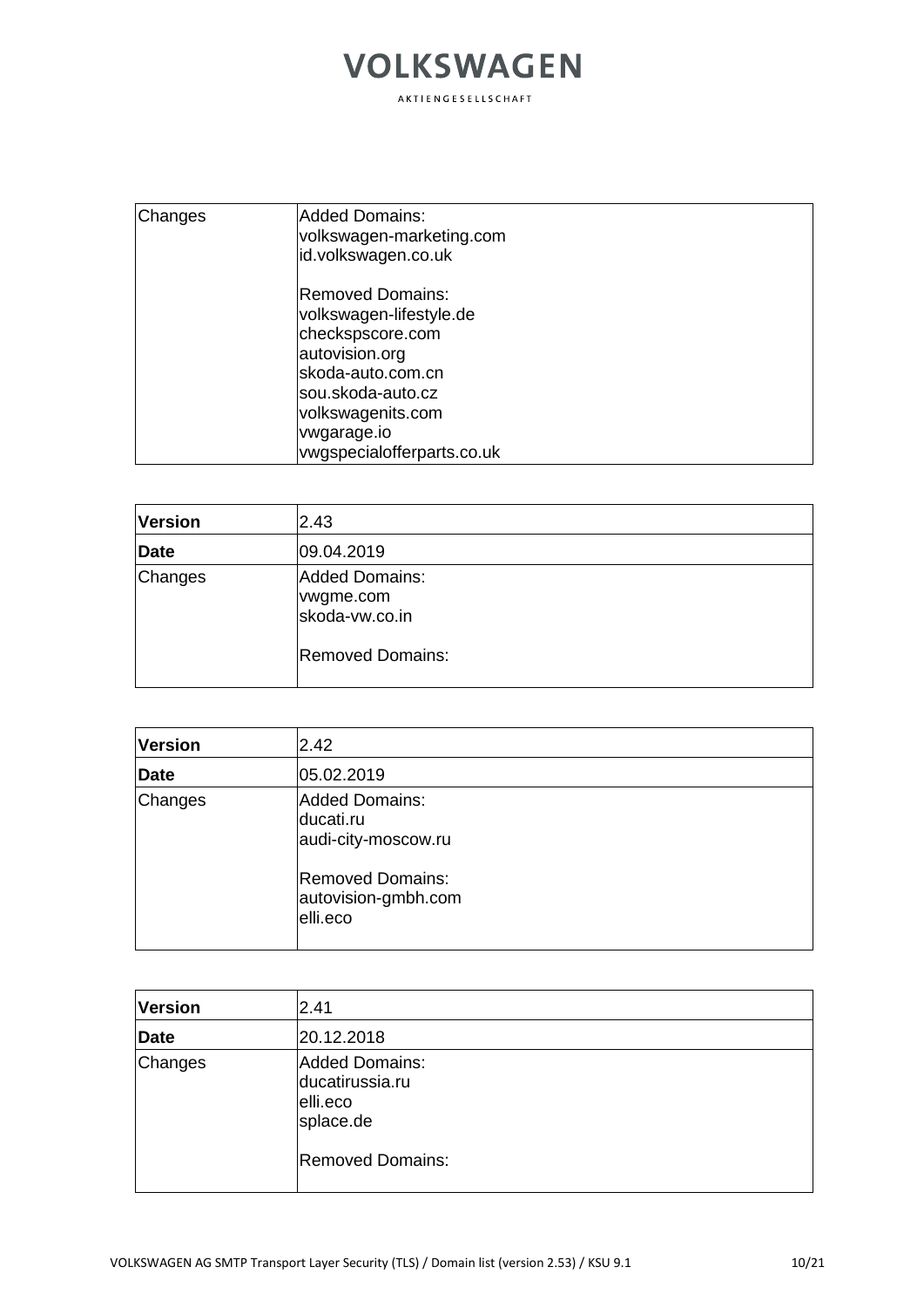| Changes | Added Domains:<br>volkswagen-marketing.com<br>id.volkswagen.co.uk<br><br>Removed Domains:<br>volkswagen-lifestyle.de<br>checkspscore.com<br>autovision.org<br>skoda-auto.com.cn<br>sou.skoda-auto.cz<br>volkswagenits.com<br>vwgarage.io<br>vwgspecialofferparts.co.uk |
|---|---|

| **Version** | 2.43 |
|---|---|
| **Date** | 09.04.2019 |
| Changes | Added Domains:<br>vwgme.com<br>skoda-vw.co.in<br><br>Removed Domains: |

| **Version** | 2.42 |
|---|---|
| **Date** | 05.02.2019 |
| Changes | Added Domains:<br>ducati.ru<br>audi-city-moscow.ru<br><br>Removed Domains:<br>autovision-gmbh.com<br>elli.eco |

| **Version** | 2.41 |
|---|---|
| **Date** | 20.12.2018 |
| Changes | Added Domains:<br>ducatirussia.ru<br>elli.eco<br>splace.de<br><br>Removed Domains: |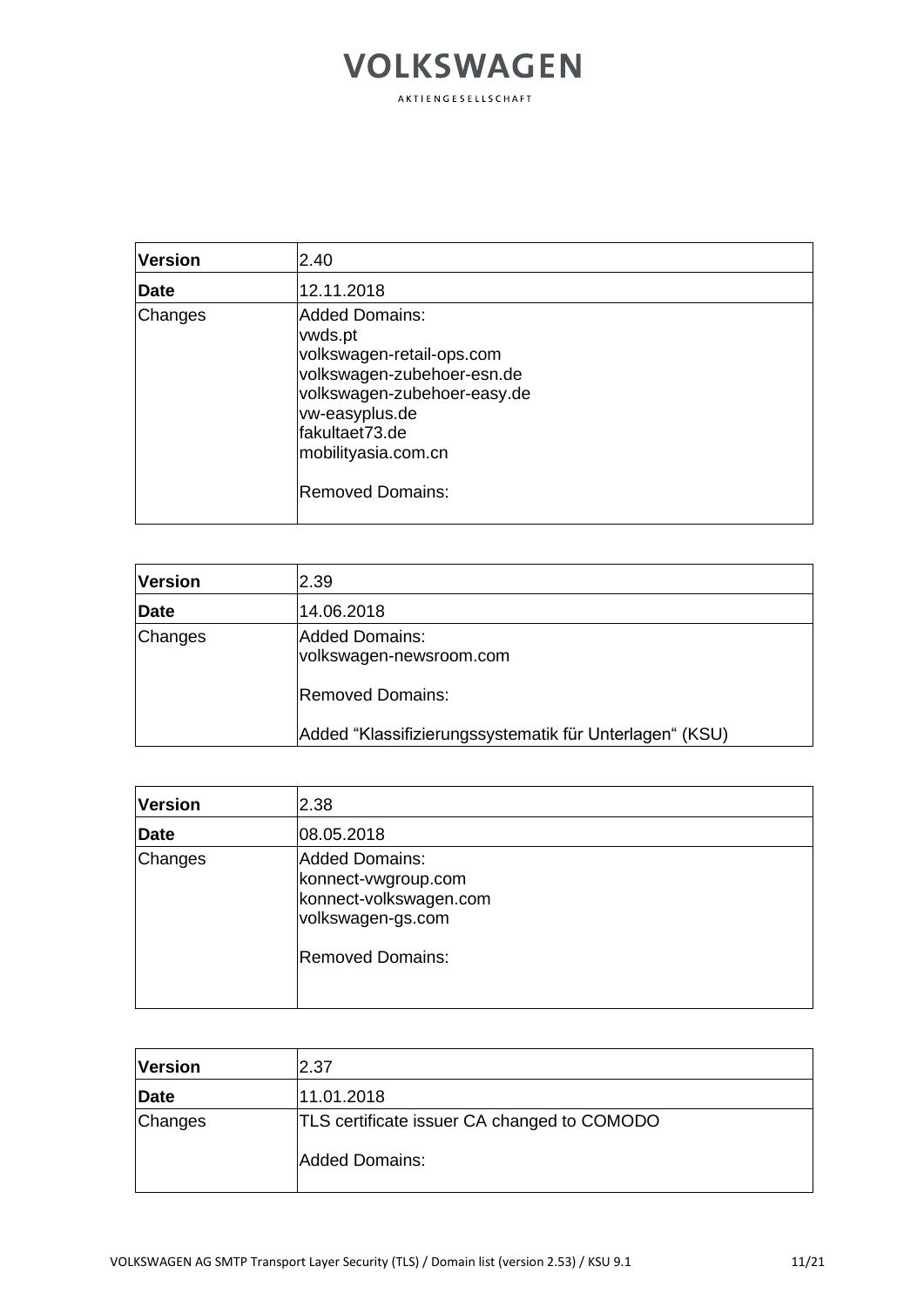| Version | 2.40 |
| --- | --- |
| **Date** | 12.11.2018 |
| Changes | Added Domains:<br>vwds.pt<br>volkswagen-retail-ops.com<br>volkswagen-zubehoer-esn.de<br>volkswagen-zubehoer-easy.de<br>vw-easyplus.de<br>fakultaet73.de<br>mobilityasia.com.cn<br><br>Removed Domains: |

| Version | 2.39 |
| --- | --- |
| **Date** | 14.06.2018 |
| Changes | Added Domains:<br>volkswagen-newsroom.com<br><br>Removed Domains:<br><br>Added "Klassifizierungssystematik für Unterlagen" (KSU) |

| Version | 2.38 |
| --- | --- |
| **Date** | 08.05.2018 |
| Changes | Added Domains:<br>konnect-vwgroup.com<br>konnect-volkswagen.com<br>volkswagen-gs.com<br><br>Removed Domains: |

| Version | 2.37 |
| --- | --- |
| **Date** | 11.01.2018 |
| Changes | TLS certificate issuer CA changed to COMODO<br><br>Added Domains: |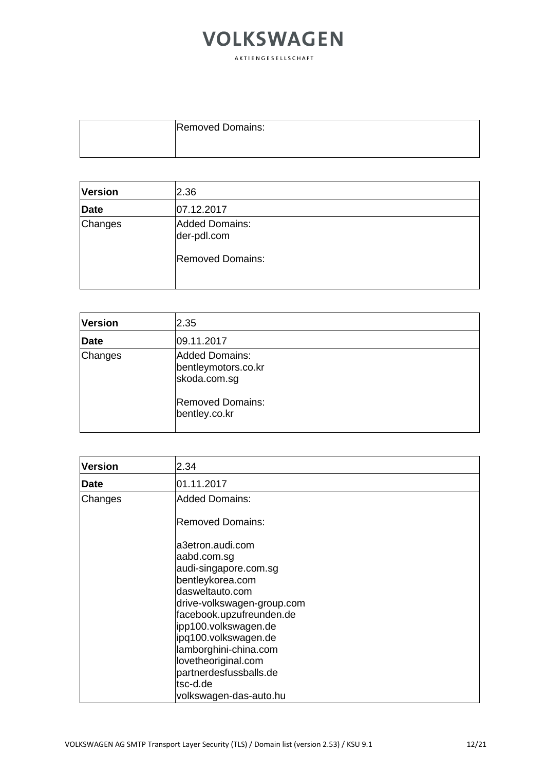| | Removed Domains: |
|---|---|

| **Version** | 2.36 |
|---|---|
| **Date** | 07.12.2017 |
| Changes | Added Domains:<br>der-pdl.com<br><br>Removed Domains: |

| **Version** | 2.35 |
|---|---|
| **Date** | 09.11.2017 |
| Changes | Added Domains:<br>bentleymotors.co.kr<br>skoda.com.sg<br><br>Removed Domains:<br>bentley.co.kr |

| **Version** | 2.34 |
|---|---|
| **Date** | 01.11.2017 |
| Changes | Added Domains:<br><br>Removed Domains:<br><br>a3etron.audi.com<br>aabd.com.sg<br>audi-singapore.com.sg<br>bentleykorea.com<br>dasweltauto.com<br>drive-volkswagen-group.com<br>facebook.upzufreunden.de<br>ipp100.volkswagen.de<br>ipq100.volkswagen.de<br>lamborghini-china.com<br>lovetheoriginal.com<br>partnerdesfussballs.de<br>tsc-d.de<br>volkswagen-das-auto.hu |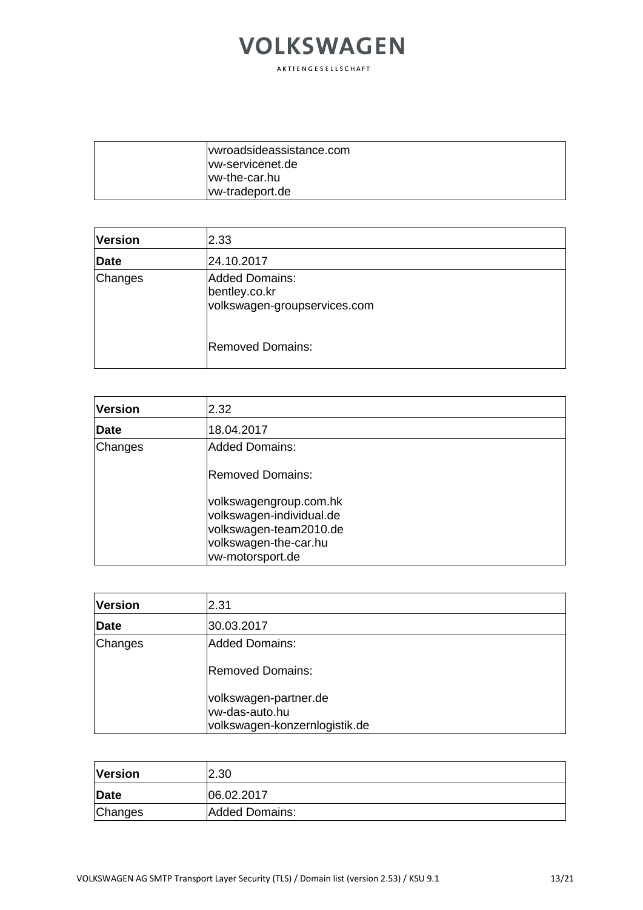| | |
|---|---|
| | vwroadsideassistance.com<br>vw-servicenet.de<br>vw-the-car.hu<br>vw-tradeport.de |

| **Version** | 2.33 |
|---|---|
| **Date** | 24.10.2017 |
| Changes | Added Domains:<br>bentley.co.kr<br>volkswagen-groupservices.com<br><br>Removed Domains: |

| **Version** | 2.32 |
|---|---|
| **Date** | 18.04.2017 |
| Changes | Added Domains:<br><br>Removed Domains:<br><br>volkswagengroup.com.hk<br>volkswagen-individual.de<br>volkswagen-team2010.de<br>volkswagen-the-car.hu<br>vw-motorsport.de |

| **Version** | 2.31 |
|---|---|
| **Date** | 30.03.2017 |
| Changes | Added Domains:<br><br>Removed Domains:<br><br>volkswagen-partner.de<br>vw-das-auto.hu<br>volkswagen-konzernlogistik.de |

| **Version** | 2.30 |
|---|---|
| **Date** | 06.02.2017 |
| Changes | Added Domains: |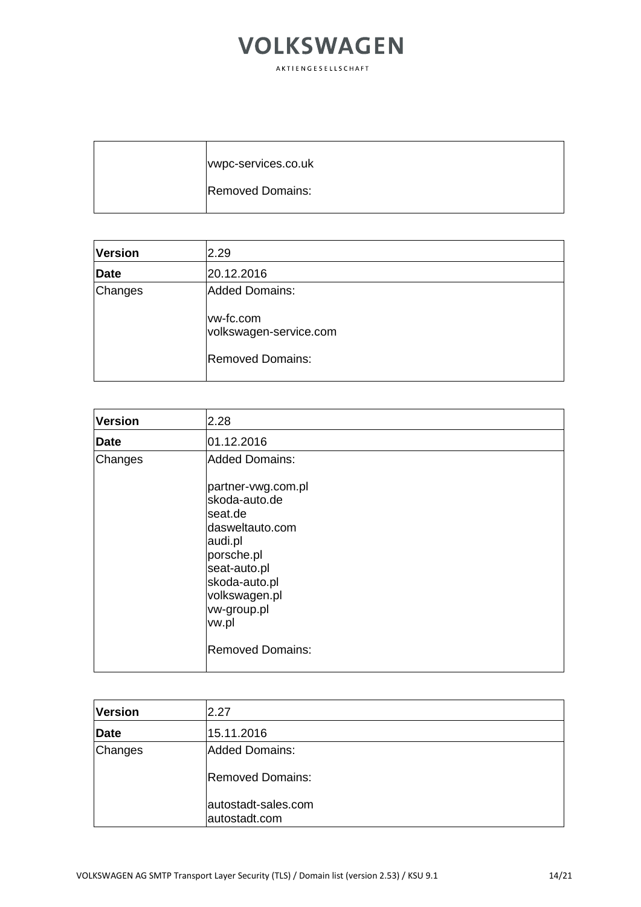| | |
|---|---|
| | vwpc-services.co.uk<br><br>Removed Domains: |

| **Version** | 2.29 |
|---|---|
| **Date** | 20.12.2016 |
| Changes | Added Domains:<br><br>vw-fc.com<br>volkswagen-service.com<br><br>Removed Domains: |

| **Version** | 2.28 |
|---|---|
| **Date** | 01.12.2016 |
| Changes | Added Domains:<br><br>partner-vwg.com.pl<br>skoda-auto.de<br>seat.de<br>dasweltauto.com<br>audi.pl<br>porsche.pl<br>seat-auto.pl<br>skoda-auto.pl<br>volkswagen.pl<br>vw-group.pl<br>vw.pl<br><br>Removed Domains: |

| **Version** | 2.27 |
|---|---|
| **Date** | 15.11.2016 |
| Changes | Added Domains:<br><br>Removed Domains:<br><br>autostadt-sales.com<br>autostadt.com |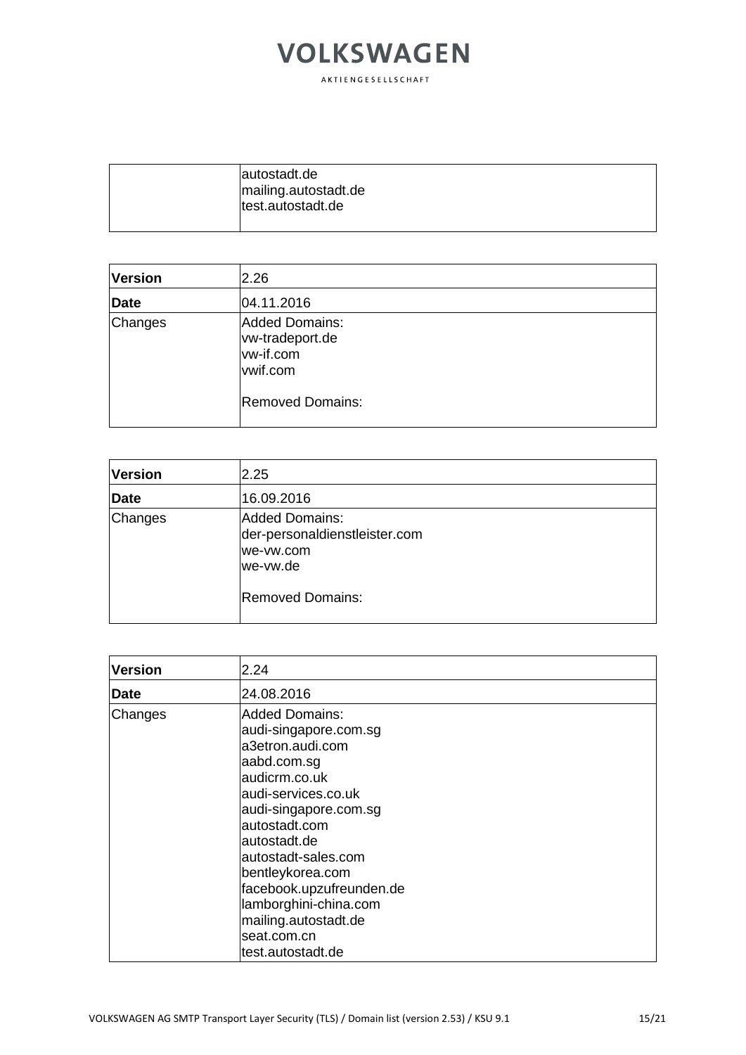|  |  |
|---|---|
|  | autostadt.de<br>mailing.autostadt.de<br>test.autostadt.de |

| Version | 2.26 |
|---|---|
| Date | 04.11.2016 |
| Changes | Added Domains:<br>vw-tradeport.de<br>vw-if.com<br>vwif.com<br><br>Removed Domains: |

| Version | 2.25 |
|---|---|
| Date | 16.09.2016 |
| Changes | Added Domains:<br>der-personaldienstleister.com<br>we-vw.com<br>we-vw.de<br><br>Removed Domains: |

| Version | 2.24 |
|---|---|
| Date | 24.08.2016 |
| Changes | Added Domains:<br>audi-singapore.com.sg<br>a3etron.audi.com<br>aabd.com.sg<br>audicrm.co.uk<br>audi-services.co.uk<br>audi-singapore.com.sg<br>autostadt.com<br>autostadt.de<br>autostadt-sales.com<br>bentleykorea.com<br>facebook.upzufreunden.de<br>lamborghini-china.com<br>mailing.autostadt.de<br>seat.com.cn<br>test.autostadt.de |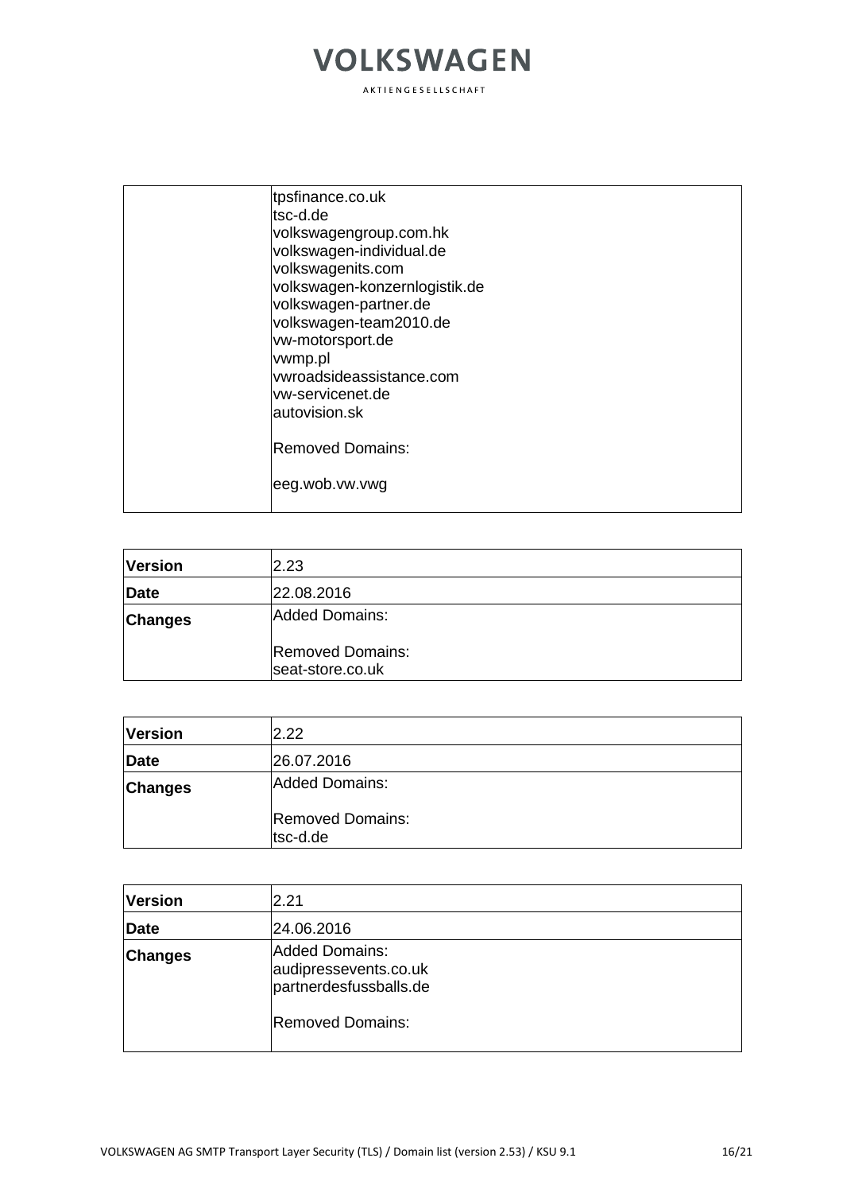| | |
|---|---|
| | tpsfinance.co.uk<br>tsc-d.de<br>volkswagengroup.com.hk<br>volkswagen-individual.de<br>volkswagenits.com<br>volkswagen-konzernlogistik.de<br>volkswagen-partner.de<br>volkswagen-team2010.de<br>vw-motorsport.de<br>vwmp.pl<br>vwroadsideassistance.com<br>vw-servicenet.de<br>autovision.sk<br><br>Removed Domains:<br><br>eeg.wob.vw.vwg |

| **Version** | 2.23 |
|---|---|
| **Date** | 22.08.2016 |
| **Changes** | Added Domains:<br><br>Removed Domains:<br>seat-store.co.uk |

| **Version** | 2.22 |
|---|---|
| **Date** | 26.07.2016 |
| **Changes** | Added Domains:<br><br>Removed Domains:<br>tsc-d.de |

| **Version** | 2.21 |
|---|---|
| **Date** | 24.06.2016 |
| **Changes** | Added Domains:<br>audipressevents.co.uk<br>partnerdesfussballs.de<br><br>Removed Domains: |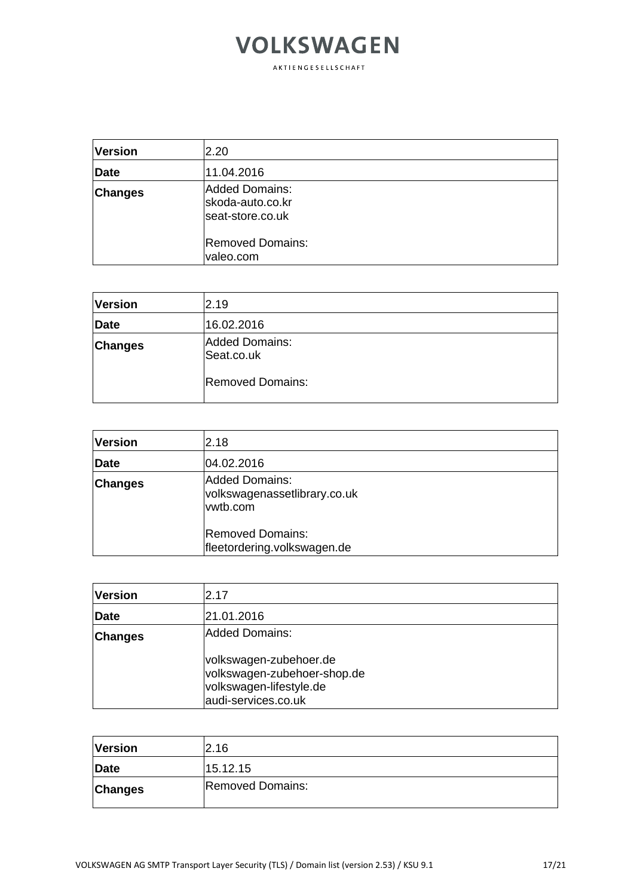| **Version** | 2.20 |
|---|---|
| **Date** | 11.04.2016 |
| **Changes** | Added Domains:<br>skoda-auto.co.kr<br>seat-store.co.uk<br><br>Removed Domains:<br>valeo.com |

| **Version** | 2.19 |
|---|---|
| **Date** | 16.02.2016 |
| **Changes** | Added Domains:<br>Seat.co.uk<br><br>Removed Domains: |

| **Version** | 2.18 |
|---|---|
| **Date** | 04.02.2016 |
| **Changes** | Added Domains:<br>volkswagenassetlibrary.co.uk<br>vwtb.com<br><br>Removed Domains:<br>fleetordering.volkswagen.de |

| **Version** | 2.17 |
|---|---|
| **Date** | 21.01.2016 |
| **Changes** | Added Domains:<br><br>volkswagen-zubehoer.de<br>volkswagen-zubehoer-shop.de<br>volkswagen-lifestyle.de<br>audi-services.co.uk |

| **Version** | 2.16 |
|---|---|
| **Date** | 15.12.15 |
| **Changes** | Removed Domains: |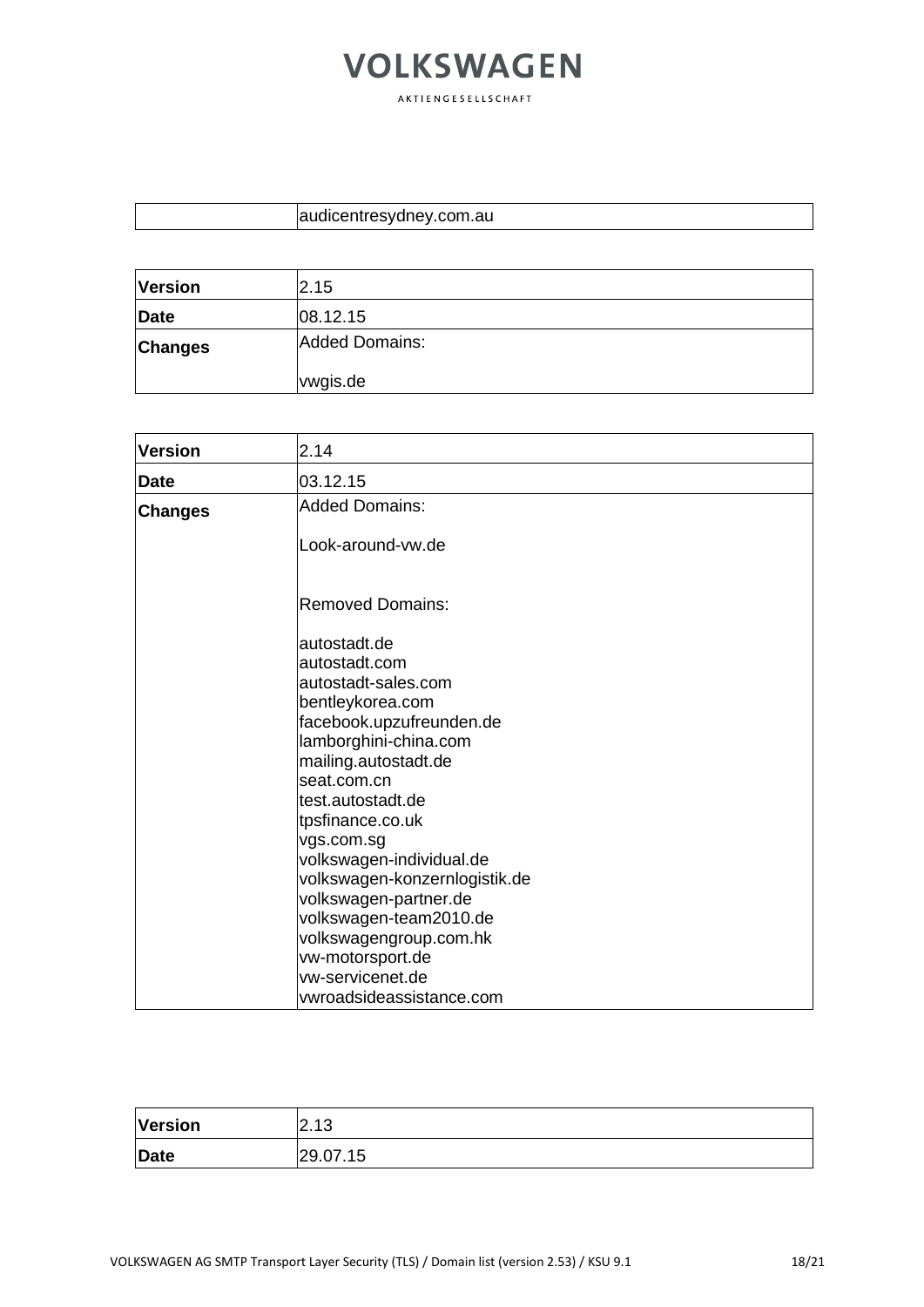| | audicentresydney.com.au |
|---|---|

| **Version** | 2.15 |
|---|---|
| **Date** | 08.12.15 |
| **Changes** | Added Domains:<br><br>vwgis.de |

| **Version** | 2.14 |
|---|---|
| **Date** | 03.12.15 |
| **Changes** | Added Domains:<br><br>Look-around-vw.de<br><br><br>Removed Domains:<br><br>autostadt.de<br>autostadt.com<br>autostadt-sales.com<br>bentleykorea.com<br>facebook.upzufreunden.de<br>lamborghini-china.com<br>mailing.autostadt.de<br>seat.com.cn<br>test.autostadt.de<br>tpsfinance.co.uk<br>vgs.com.sg<br>volkswagen-individual.de<br>volkswagen-konzernlogistik.de<br>volkswagen-partner.de<br>volkswagen-team2010.de<br>volkswagengroup.com.hk<br>vw-motorsport.de<br>vw-servicenet.de<br>vwroadsideassistance.com |

| **Version** | 2.13 |
|---|---|
| **Date** | 29.07.15 |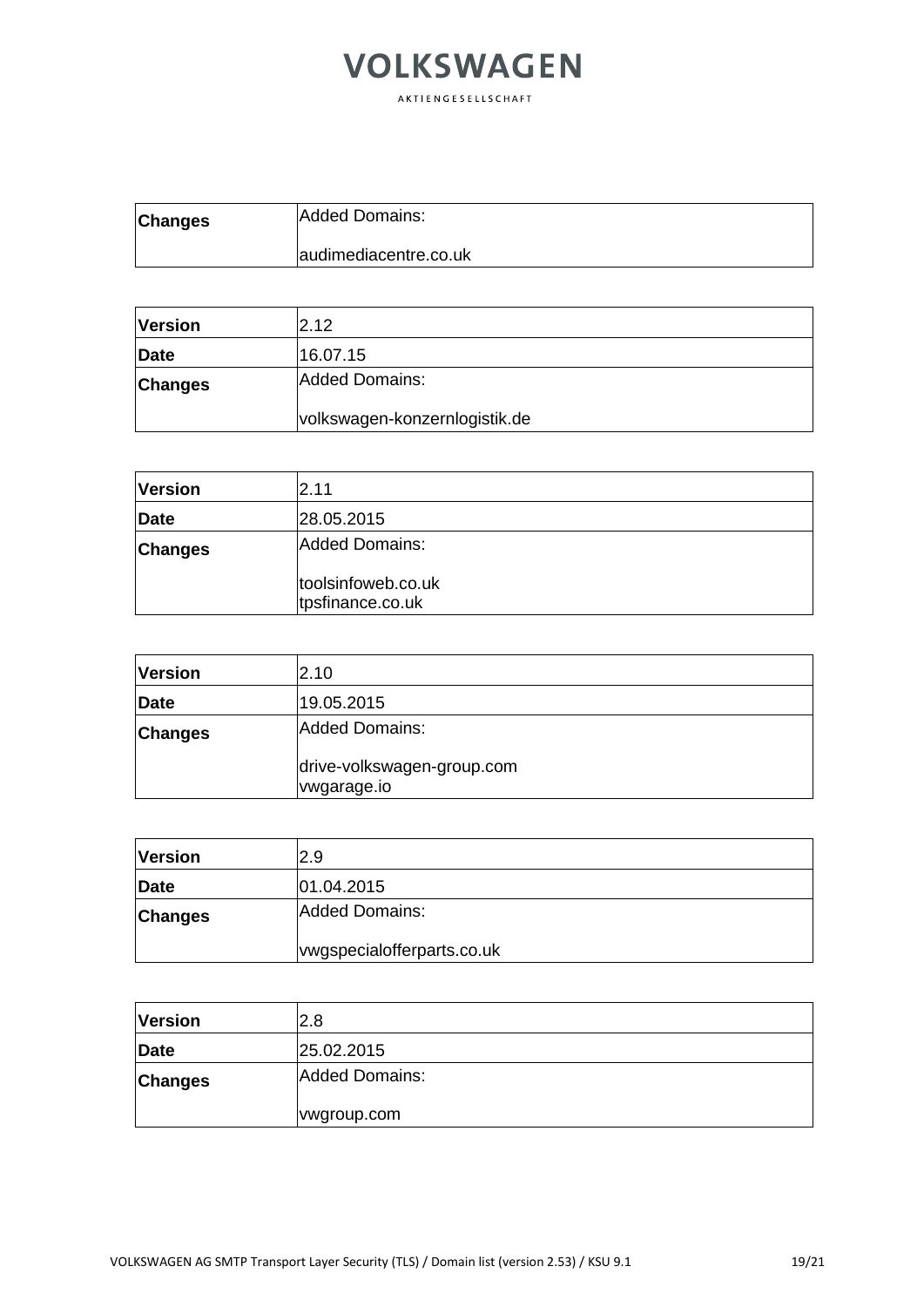| Changes | Added Domains:<br><br>audimediacentre.co.uk |
|---|---|

| Version | 2.12 |
|---|---|
| Date | 16.07.15 |
| Changes | Added Domains:<br><br>volkswagen-konzernlogistik.de |

| Version | 2.11 |
|---|---|
| Date | 28.05.2015 |
| Changes | Added Domains:<br><br>toolsinfoweb.co.uk<br>tpsfinance.co.uk |

| Version | 2.10 |
|---|---|
| Date | 19.05.2015 |
| Changes | Added Domains:<br><br>drive-volkswagen-group.com<br>vwgarage.io |

| Version | 2.9 |
|---|---|
| Date | 01.04.2015 |
| Changes | Added Domains:<br><br>vwgspecialofferparts.co.uk |

| Version | 2.8 |
|---|---|
| Date | 25.02.2015 |
| Changes | Added Domains:<br><br>vwgroup.com |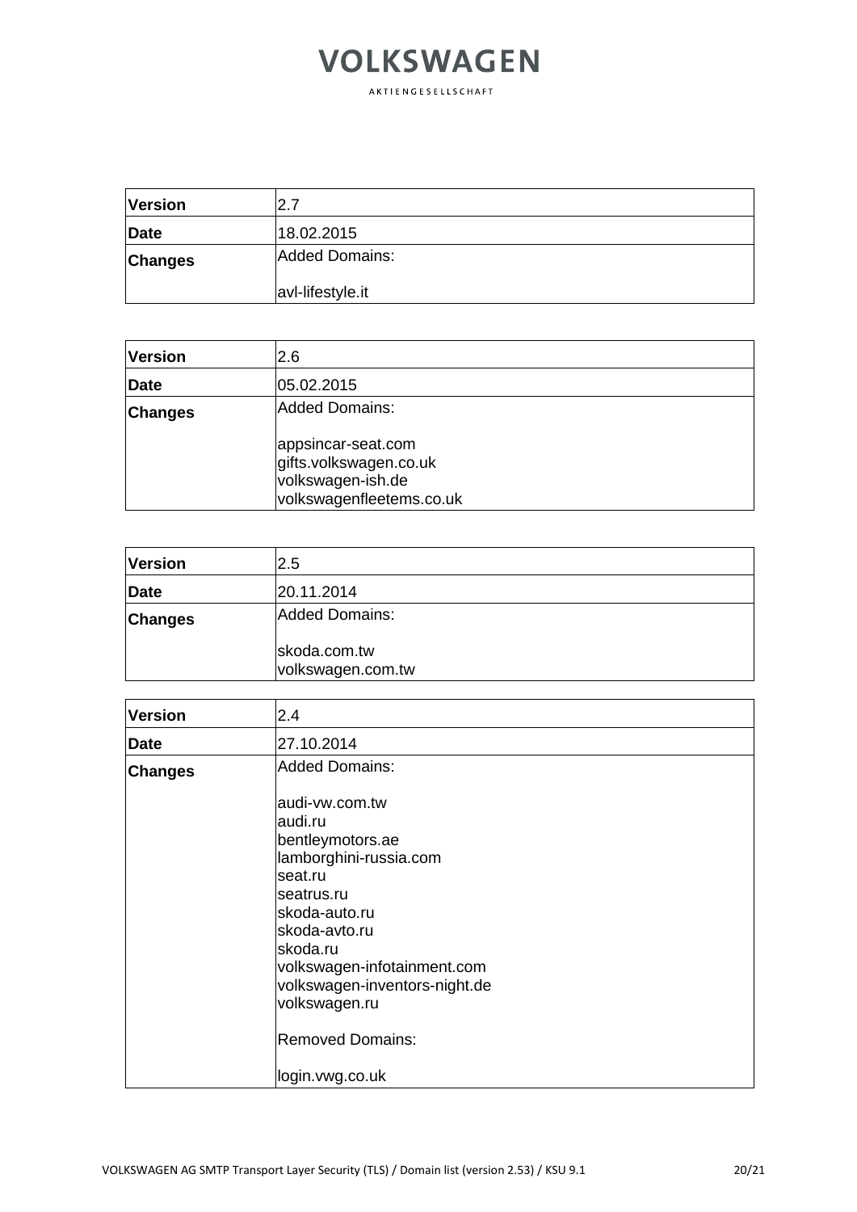| Version | 2.7 |
| --- | --- |
| Date | 18.02.2015 |
| Changes | Added Domains:<br><br>avl-lifestyle.it |

| Version | 2.6 |
| --- | --- |
| Date | 05.02.2015 |
| Changes | Added Domains:<br><br>appsincar-seat.com<br>gifts.volkswagen.co.uk<br>volkswagen-ish.de<br>volkswagenfleetems.co.uk |

| Version | 2.5 |
| --- | --- |
| Date | 20.11.2014 |
| Changes | Added Domains:<br><br>skoda.com.tw<br>volkswagen.com.tw |

| Version | 2.4 |
| --- | --- |
| Date | 27.10.2014 |
| Changes | Added Domains:<br><br>audi-vw.com.tw<br>audi.ru<br>bentleymotors.ae<br>lamborghini-russia.com<br>seat.ru<br>seatrus.ru<br>skoda-auto.ru<br>skoda-avto.ru<br>skoda.ru<br>volkswagen-infotainment.com<br>volkswagen-inventors-night.de<br>volkswagen.ru<br><br>Removed Domains:<br><br>login.vwg.co.uk |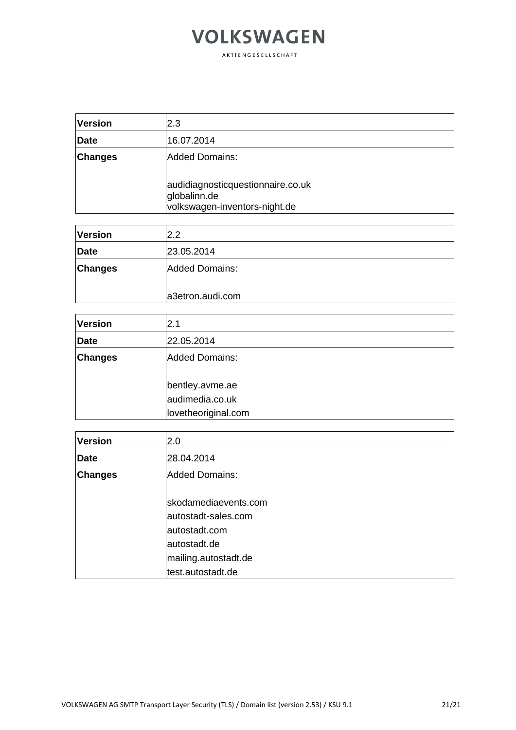| | |
|---|---|
| **Version** | 2.3 |
| **Date** | 16.07.2014 |
| **Changes** | Added Domains:<br><br>audidiagnosticquestionnaire.co.uk<br>globalinn.de<br>volkswagen-inventors-night.de |

| | |
|---|---|
| **Version** | 2.2 |
| **Date** | 23.05.2014 |
| **Changes** | Added Domains:<br><br>a3etron.audi.com |

| | |
|---|---|
| **Version** | 2.1 |
| **Date** | 22.05.2014 |
| **Changes** | Added Domains:<br><br>bentley.avme.ae<br>audimedia.co.uk<br>lovetheoriginal.com |

| | |
|---|---|
| **Version** | 2.0 |
| **Date** | 28.04.2014 |
| **Changes** | Added Domains:<br><br>skodamediaevents.com<br>autostadt-sales.com<br>autostadt.com<br>autostadt.de<br>mailing.autostadt.de<br>test.autostadt.de |